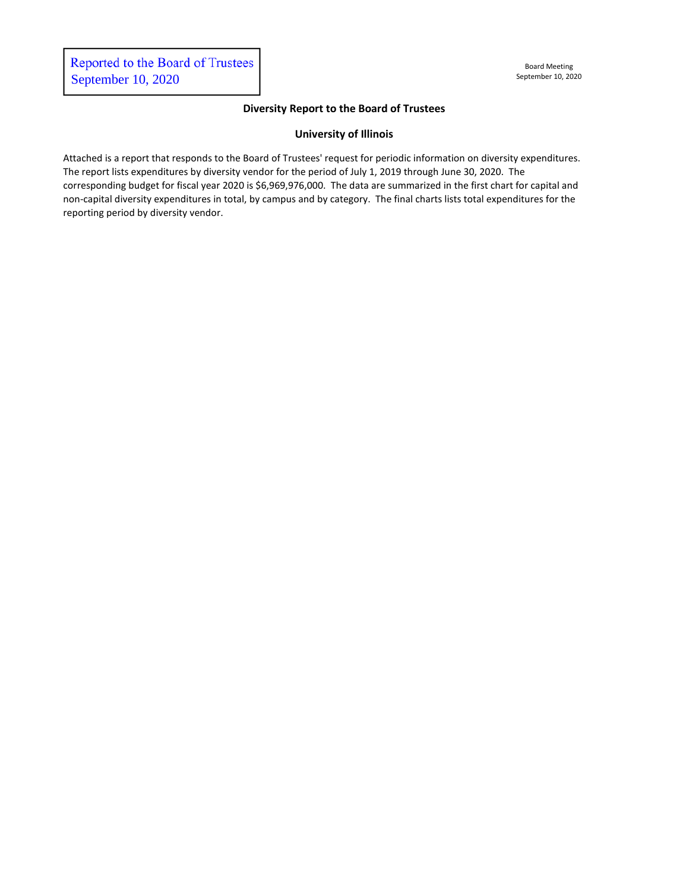Reported to the Board of Trustees
September 10, 2020

Board Meeting
September 10, 2020

## Diversity Report to the Board of Trustees

## University of Illinois

Attached is a report that responds to the Board of Trustees' request for periodic information on diversity expenditures. The report lists expenditures by diversity vendor for the period of July 1, 2019 through June 30, 2020. The corresponding budget for fiscal year 2020 is $6,969,976,000. The data are summarized in the first chart for capital and non-capital diversity expenditures in total, by campus and by category. The final charts lists total expenditures for the reporting period by diversity vendor.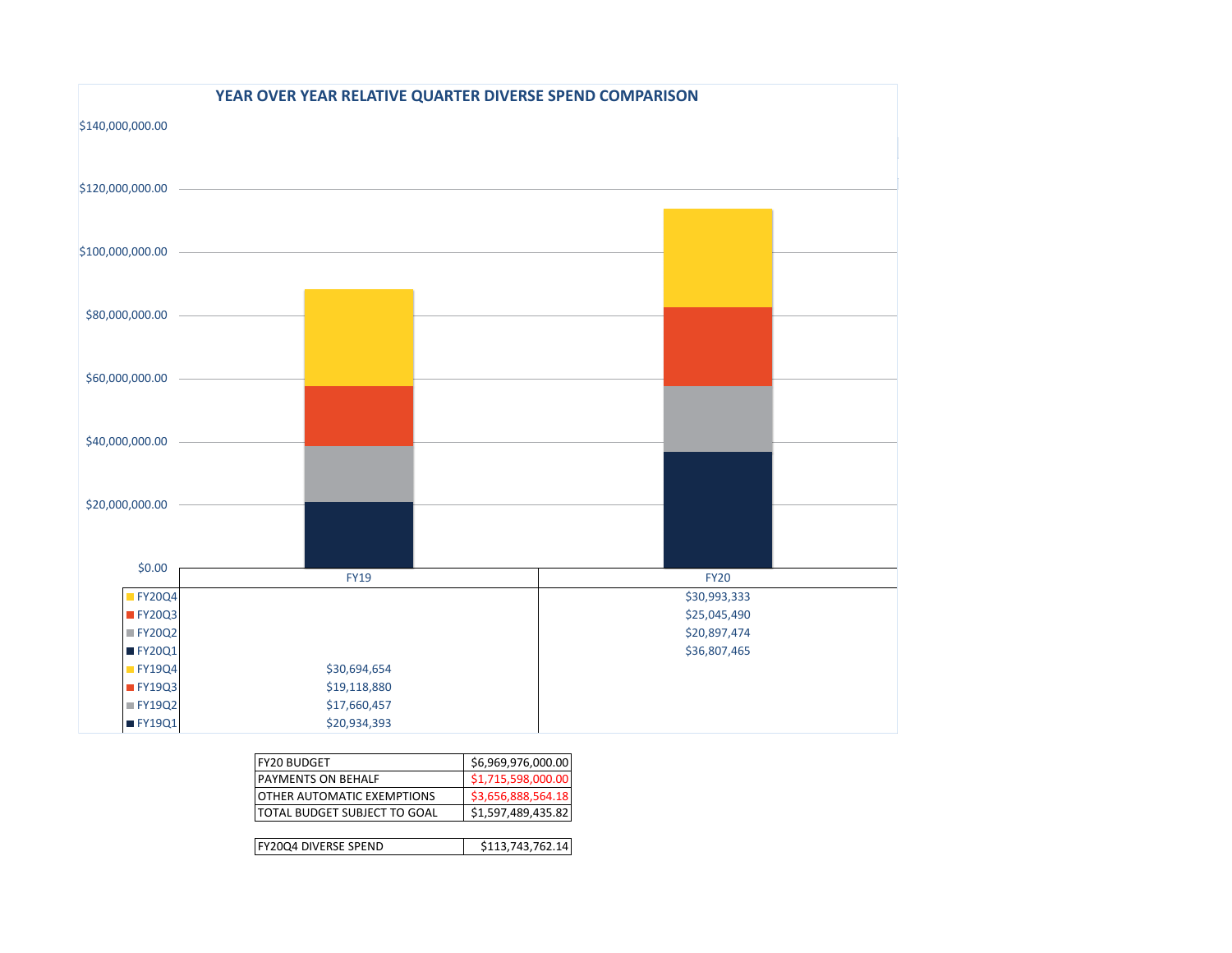## YEAR OVER YEAR RELATIVE QUARTER DIVERSE SPEND COMPARISON

| | FY19 | FY20 |
|---|---|---|
| FY20Q4 | | $30,993,333 |
| FY20Q3 | | $25,045,490 |
| FY20Q2 | | $20,897,474 |
| FY20Q1 | | $36,807,465 |
| FY19Q4 | $30,694,654 | |
| FY19Q3 | $19,118,880 | |
| FY19Q2 | $17,660,457 | |
| FY19Q1 | $20,934,393 | |

| | |
|---|---|
| FY20 BUDGET | $6,969,976,000.00 |
| PAYMENTS ON BEHALF | $1,715,598,000.00 |
| OTHER AUTOMATIC EXEMPTIONS | $3,656,888,564.18 |
| TOTAL BUDGET SUBJECT TO GOAL | $1,597,489,435.82 |

| | |
|---|---|
| FY20Q4 DIVERSE SPEND | $113,743,762.14 |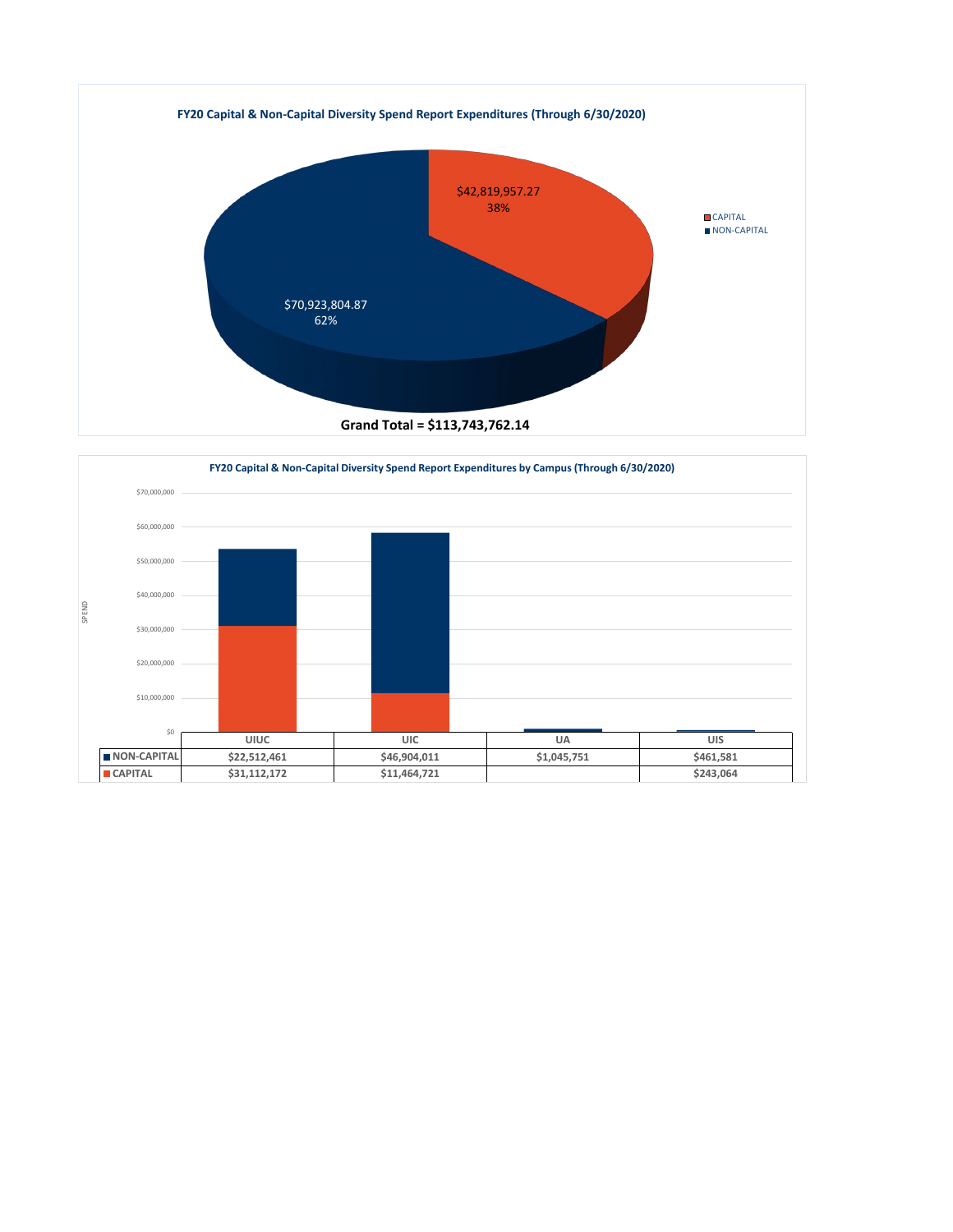**FY20 Capital & Non-Capital Diversity Spend Report Expenditures (Through 6/30/2020)**

| | Amount | Percent |
|---|---|---|
| CAPITAL | $42,819,957.27 | 38% |
| NON-CAPITAL | $70,923,804.87 | 62% |

**Grand Total = $113,743,762.14**

**FY20 Capital & Non-Capital Diversity Spend Report Expenditures by Campus (Through 6/30/2020)**

| | UIUC | UIC | UA | UIS |
|---|---|---|---|---|
| NON-CAPITAL | $22,512,461 | $46,904,011 | $1,045,751 | $461,581 |
| CAPITAL | $31,112,172 | $11,464,721 | | $243,064 |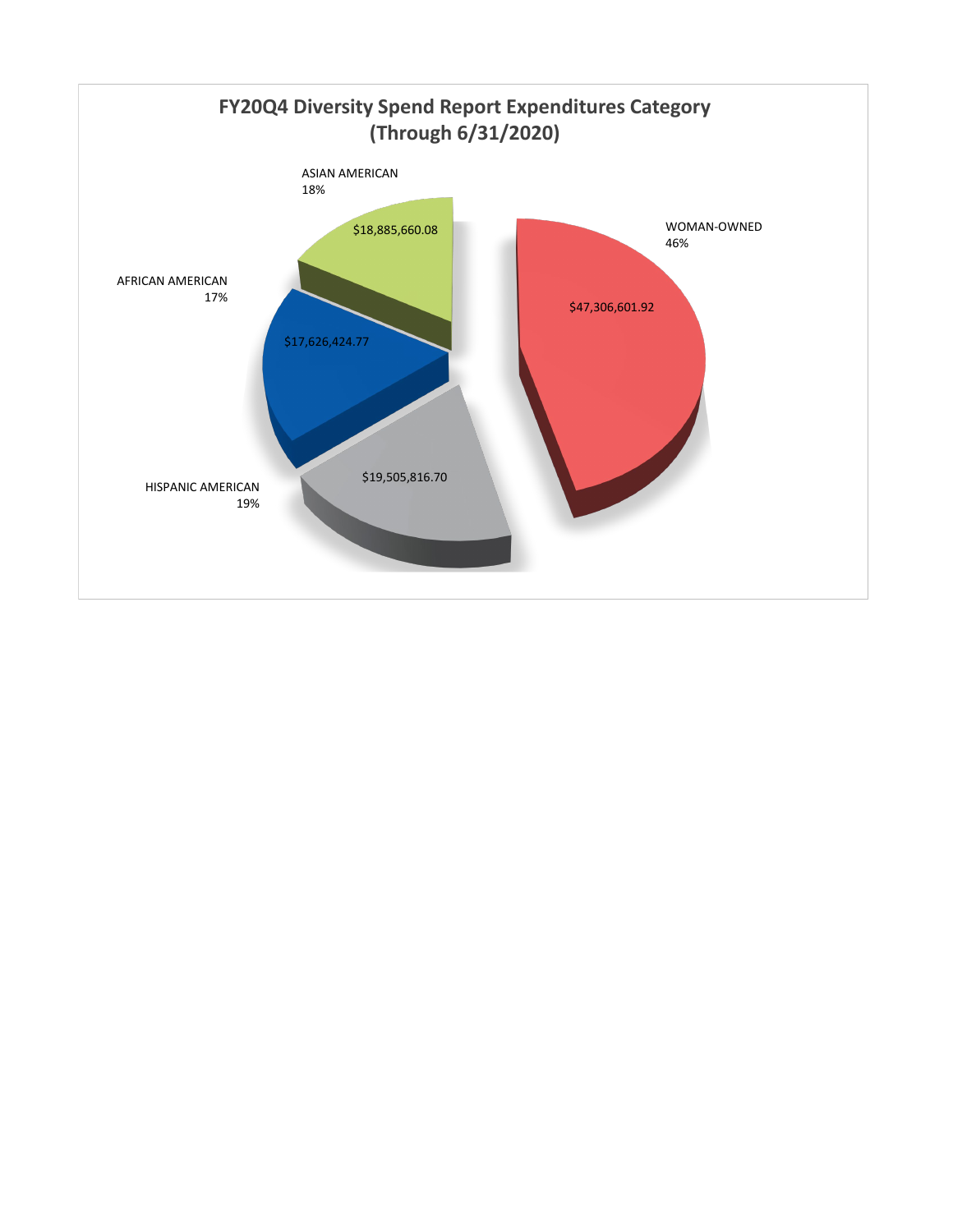# FY20Q4 Diversity Spend Report Expenditures Category (Through 6/31/2020)

| Category | Amount | Percentage |
| --- | --- | --- |
| WOMAN-OWNED | $47,306,601.92 | 46% |
| HISPANIC AMERICAN | $19,505,816.70 | 19% |
| ASIAN AMERICAN | $18,885,660.08 | 18% |
| AFRICAN AMERICAN | $17,626,424.77 | 17% |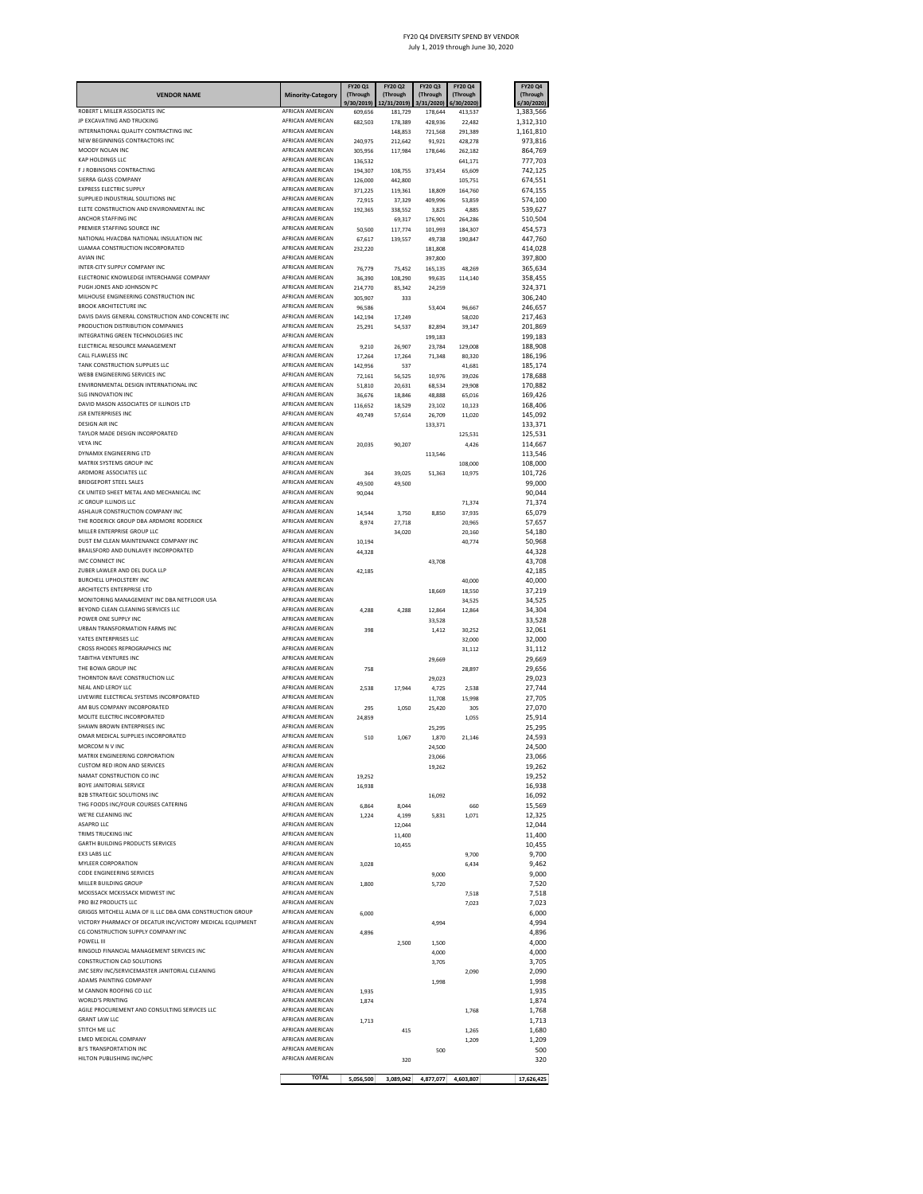# FY20 Q4 DIVERSITY SPEND BY VENDOR

July 1, 2019 through June 30, 2020

| VENDOR NAME | Minority-Category | FY20 Q1 (Through 9/30/2019) | FY20 Q2 (Through 12/31/2019) | FY20 Q3 (Through 3/31/2020) | FY20 Q4 (Through 6/30/2020) | FY20 Q4 (Through 6/30/2020) |
|---|---|---|---|---|---|---|
| ROBERT L MILLER ASSOCIATES INC | AFRICAN AMERICAN | 609,656 | 181,729 | 178,644 | 413,537 | 1,383,566 |
| JP EXCAVATING AND TRUCKING | AFRICAN AMERICAN | 682,503 | 178,389 | 428,936 | 22,482 | 1,312,310 |
| INTERNATIONAL QUALITY CONTRACTING INC | AFRICAN AMERICAN | | 148,853 | 721,568 | 291,389 | 1,161,810 |
| NEW BEGINNINGS CONTRACTORS INC | AFRICAN AMERICAN | 240,975 | 212,642 | 91,921 | 428,278 | 973,816 |
| MOODY NOLAN INC | AFRICAN AMERICAN | 305,956 | 117,984 | 178,646 | 262,182 | 864,769 |
| KAP HOLDINGS LLC | AFRICAN AMERICAN | 136,532 | | | 641,171 | 777,703 |
| F J ROBINSONS CONTRACTING | AFRICAN AMERICAN | 194,307 | 108,755 | 373,454 | 65,609 | 742,125 |
| SIERRA GLASS COMPANY | AFRICAN AMERICAN | 126,000 | 442,800 | | 105,751 | 674,551 |
| EXPRESS ELECTRIC SUPPLY | AFRICAN AMERICAN | 371,225 | 119,361 | 18,809 | 164,760 | 674,155 |
| SUPPLIED INDUSTRIAL SOLUTIONS INC | AFRICAN AMERICAN | 72,915 | 37,329 | 409,996 | 53,859 | 574,100 |
| ELETE CONSTRUCTION AND ENVIRONMENTAL INC | AFRICAN AMERICAN | 192,365 | 338,552 | 3,825 | 4,885 | 539,627 |
| ANCHOR STAFFING INC | AFRICAN AMERICAN | | 69,317 | 176,901 | 264,286 | 510,504 |
| PREMIER STAFFING SOURCE INC | AFRICAN AMERICAN | 50,500 | 117,774 | 101,993 | 184,307 | 454,573 |
| NATIONAL HVACDBA NATIONAL INSULATION INC | AFRICAN AMERICAN | 67,617 | 139,557 | 49,738 | 190,847 | 447,760 |
| UJAMAA CONSTRUCTION INCORPORATED | AFRICAN AMERICAN | 232,220 | | 181,808 | | 414,028 |
| AVIAN INC | AFRICAN AMERICAN | | | 397,800 | | 397,800 |
| INTER-CITY SUPPLY COMPANY INC | AFRICAN AMERICAN | 76,779 | 75,452 | 165,135 | 48,269 | 365,634 |
| ELECTRONIC KNOWLEDGE INTERCHANGE COMPANY | AFRICAN AMERICAN | 36,390 | 108,290 | 99,635 | 114,140 | 358,455 |
| PUGH JONES AND JOHNSON PC | AFRICAN AMERICAN | 214,770 | 85,342 | 24,259 | | 324,371 |
| MILHOUSE ENGINEERING CONSTRUCTION INC | AFRICAN AMERICAN | 305,907 | 333 | | | 306,240 |
| BROOK ARCHITECTURE INC | AFRICAN AMERICAN | 96,586 | | 53,404 | 96,667 | 246,657 |
| DAVIS DAVIS GENERAL CONSTRUCTION AND CONCRETE INC | AFRICAN AMERICAN | 142,194 | 17,249 | | 58,020 | 217,463 |
| PRODUCTION DISTRIBUTION COMPANIES | AFRICAN AMERICAN | 25,291 | 54,537 | 82,894 | 39,147 | 201,869 |
| INTEGRATING GREEN TECHNOLOGIES INC | AFRICAN AMERICAN | | | 199,183 | | 199,183 |
| ELECTRICAL RESOURCE MANAGEMENT | AFRICAN AMERICAN | 9,210 | 26,907 | 23,784 | 129,008 | 188,908 |
| CALL FLAWLESS INC | AFRICAN AMERICAN | 17,264 | 17,264 | 71,348 | 80,320 | 186,196 |
| TANK CONSTRUCTION SUPPLIES LLC | AFRICAN AMERICAN | 142,956 | 537 | | 41,681 | 185,174 |
| WEBB ENGINEERING SERVICES INC | AFRICAN AMERICAN | 72,161 | 56,525 | 10,976 | 39,026 | 178,688 |
| ENVIRONMENTAL DESIGN INTERNATIONAL INC | AFRICAN AMERICAN | 51,810 | 20,631 | 68,534 | 29,908 | 170,882 |
| SLG INNOVATION INC | AFRICAN AMERICAN | 36,676 | 18,846 | 48,888 | 65,016 | 169,426 |
| DAVID MASON ASSOCIATES OF ILLINOIS LTD | AFRICAN AMERICAN | 116,652 | 18,529 | 23,102 | 10,123 | 168,406 |
| JSR ENTERPRISES INC | AFRICAN AMERICAN | 49,749 | 57,614 | 26,709 | 11,020 | 145,092 |
| DESIGN AIR INC | AFRICAN AMERICAN | | | 133,371 | | 133,371 |
| TAYLOR MADE DESIGN INCORPORATED | AFRICAN AMERICAN | | | | 125,531 | 125,531 |
| VEYA INC | AFRICAN AMERICAN | 20,035 | 90,207 | | 4,426 | 114,667 |
| DYNAMIX ENGINEERING LTD | AFRICAN AMERICAN | | | 113,546 | | 113,546 |
| MATRIX SYSTEMS GROUP INC | AFRICAN AMERICAN | | | | 108,000 | 108,000 |
| ARDMORE ASSOCIATES LLC | AFRICAN AMERICAN | 364 | 39,025 | 51,363 | 10,975 | 101,726 |
| BRIDGEPORT STEEL SALES | AFRICAN AMERICAN | 49,500 | 49,500 | | | 99,000 |
| CK UNITED SHEET METAL AND MECHANICAL INC | AFRICAN AMERICAN | 90,044 | | | | 90,044 |
| JC GROUP ILLINOIS LLC | AFRICAN AMERICAN | | | | 71,374 | 71,374 |
| ASHLAUR CONSTRUCTION COMPANY INC | AFRICAN AMERICAN | 14,544 | 3,750 | 8,850 | 37,935 | 65,079 |
| THE RODERICK GROUP DBA ARDMORE RODERICK | AFRICAN AMERICAN | 8,974 | 27,718 | | 20,965 | 57,657 |
| MILLER ENTERPRISE GROUP LLC | AFRICAN AMERICAN | | 34,020 | | 20,160 | 54,180 |
| DUST EM CLEAN MAINTENANCE COMPANY INC | AFRICAN AMERICAN | 10,194 | | | 40,774 | 50,968 |
| BRAILSFORD AND DUNLAVEY INCORPORATED | AFRICAN AMERICAN | 44,328 | | | | 44,328 |
| IMC CONNECT INC | AFRICAN AMERICAN | | | 43,708 | | 43,708 |
| ZUBER LAWLER AND DEL DUCA LLP | AFRICAN AMERICAN | 42,185 | | | | 42,185 |
| BURCHELL UPHOLSTERY INC | AFRICAN AMERICAN | | | | 40,000 | 40,000 |
| ARCHITECTS ENTERPRISE LTD | AFRICAN AMERICAN | | | 18,669 | 18,550 | 37,219 |
| MONITORING MANAGEMENT INC DBA NETFLOOR USA | AFRICAN AMERICAN | | | | 34,525 | 34,525 |
| BEYOND CLEAN CLEANING SERVICES LLC | AFRICAN AMERICAN | 4,288 | 4,288 | 12,864 | 12,864 | 34,304 |
| POWER ONE SUPPLY INC | AFRICAN AMERICAN | | | 33,528 | | 33,528 |
| URBAN TRANSFORMATION FARMS INC | AFRICAN AMERICAN | 398 | | 1,412 | 30,252 | 32,061 |
| YATES ENTERPRISES LLC | AFRICAN AMERICAN | | | | 32,000 | 32,000 |
| CROSS RHODES REPROGRAPHICS INC | AFRICAN AMERICAN | | | | 31,112 | 31,112 |
| TABITHA VENTURES INC | AFRICAN AMERICAN | | | 29,669 | | 29,669 |
| THE BOWA GROUP INC | AFRICAN AMERICAN | 758 | | | 28,897 | 29,656 |
| THORNTON RAVE CONSTRUCTION LLC | AFRICAN AMERICAN | | | 29,023 | | 29,023 |
| NEAL AND LEROY LLC | AFRICAN AMERICAN | 2,538 | 17,944 | 4,725 | 2,538 | 27,744 |
| LIVEWIRE ELECTRICAL SYSTEMS INCORPORATED | AFRICAN AMERICAN | | | 11,708 | 15,998 | 27,705 |
| AM BUS COMPANY INCORPORATED | AFRICAN AMERICAN | 295 | 1,050 | 25,420 | 305 | 27,070 |
| MOLITE ELECTRIC INCORPORATED | AFRICAN AMERICAN | 24,859 | | | 1,055 | 25,914 |
| SHAWN BROWN ENTERPRISES INC | AFRICAN AMERICAN | | | 25,295 | | 25,295 |
| OMAR MEDICAL SUPPLIES INCORPORATED | AFRICAN AMERICAN | 510 | 1,067 | 1,870 | 21,146 | 24,593 |
| MORCOM N V INC | AFRICAN AMERICAN | | | 24,500 | | 24,500 |
| MATRIX ENGINEERING CORPORATION | AFRICAN AMERICAN | | | 23,066 | | 23,066 |
| CUSTOM RED IRON AND SERVICES | AFRICAN AMERICAN | | | 19,262 | | 19,262 |
| NAMAT CONSTRUCTION CO INC | AFRICAN AMERICAN | 19,252 | | | | 19,252 |
| BOYE JANITORIAL SERVICE | AFRICAN AMERICAN | 16,938 | | | | 16,938 |
| B2B STRATEGIC SOLUTIONS INC | AFRICAN AMERICAN | | | 16,092 | | 16,092 |
| THG FOODS INC/FOUR COURSES CATERING | AFRICAN AMERICAN | 6,864 | 8,044 | | 660 | 15,569 |
| WE'RE CLEANING INC | AFRICAN AMERICAN | 1,224 | 4,199 | 5,831 | 1,071 | 12,325 |
| ASAPRO LLC | AFRICAN AMERICAN | | 12,044 | | | 12,044 |
| TRIMS TRUCKING INC | AFRICAN AMERICAN | | 11,400 | | | 11,400 |
| GARTH BUILDING PRODUCTS SERVICES | AFRICAN AMERICAN | | 10,455 | | | 10,455 |
| EX3 LABS LLC | AFRICAN AMERICAN | | | | 9,700 | 9,700 |
| MYLEER CORPORATION | AFRICAN AMERICAN | 3,028 | | | 6,434 | 9,462 |
| CODE ENGINEERING SERVICES | AFRICAN AMERICAN | | | 9,000 | | 9,000 |
| MILLER BUILDING GROUP | AFRICAN AMERICAN | 1,800 | | 5,720 | | 7,520 |
| MCKISSACK MCKISSACK MIDWEST INC | AFRICAN AMERICAN | | | | 7,518 | 7,518 |
| PRO BIZ PRODUCTS LLC | AFRICAN AMERICAN | | | | 7,023 | 7,023 |
| GRIGGS MITCHELL ALMA OF IL LLC DBA GMA CONSTRUCTION GROUP | AFRICAN AMERICAN | 6,000 | | | | 6,000 |
| VICTORY PHARMACY OF DECATUR INC/VICTORY MEDICAL EQUIPMENT | AFRICAN AMERICAN | | | 4,994 | | 4,994 |
| CG CONSTRUCTION SUPPLY COMPANY INC | AFRICAN AMERICAN | 4,896 | | | | 4,896 |
| POWELL III | AFRICAN AMERICAN | | 2,500 | 1,500 | | 4,000 |
| RINGOLD FINANCIAL MANAGEMENT SERVICES INC | AFRICAN AMERICAN | | | 4,000 | | 4,000 |
| CONSTRUCTION CAD SOLUTIONS | AFRICAN AMERICAN | | | 3,705 | | 3,705 |
| JMC SERV INC/SERVICEMASTER JANITORIAL CLEANING | AFRICAN AMERICAN | | | | 2,090 | 2,090 |
| ADAMS PAINTING COMPANY | AFRICAN AMERICAN | | | 1,998 | | 1,998 |
| M CANNON ROOFING CO LLC | AFRICAN AMERICAN | 1,935 | | | | 1,935 |
| WORLD'S PRINTING | AFRICAN AMERICAN | 1,874 | | | | 1,874 |
| AGILE PROCUREMENT AND CONSULTING SERVICES LLC | AFRICAN AMERICAN | | | | 1,768 | 1,768 |
| GRANT LAW LLC | AFRICAN AMERICAN | 1,713 | | | | 1,713 |
| STITCH ME LLC | AFRICAN AMERICAN | | 415 | | 1,265 | 1,680 |
| EMED MEDICAL COMPANY | AFRICAN AMERICAN | | | | 1,209 | 1,209 |
| BJ'S TRANSPORTATION INC | AFRICAN AMERICAN | | | 500 | | 500 |
| HILTON PUBLISHING INC/HPC | AFRICAN AMERICAN | | 320 | | | 320 |
| | **TOTAL** | **5,056,500** | **3,089,042** | **4,877,077** | **4,603,807** | **17,626,425** |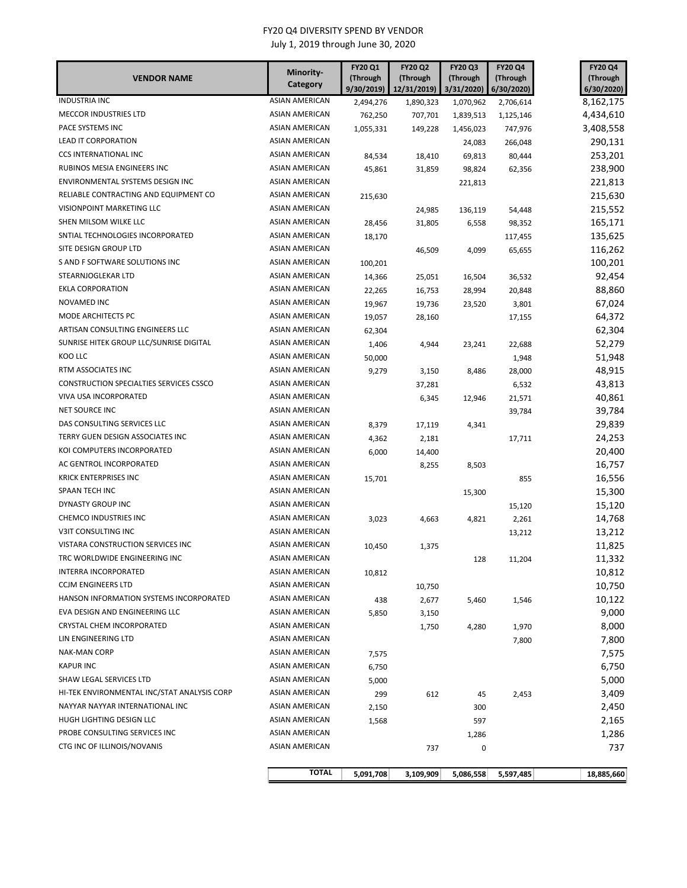FY20 Q4 DIVERSITY SPEND BY VENDOR

July 1, 2019 through June 30, 2020

| VENDOR NAME | Minority-Category | FY20 Q1 (Through 9/30/2019) | FY20 Q2 (Through 12/31/2019) | FY20 Q3 (Through 3/31/2020) | FY20 Q4 (Through 6/30/2020) | FY20 Q4 (Through 6/30/2020) |
|---|---|---|---|---|---|---|
| INDUSTRIA INC | ASIAN AMERICAN | 2,494,276 | 1,890,323 | 1,070,962 | 2,706,614 | 8,162,175 |
| MECCOR INDUSTRIES LTD | ASIAN AMERICAN | 762,250 | 707,701 | 1,839,513 | 1,125,146 | 4,434,610 |
| PACE SYSTEMS INC | ASIAN AMERICAN | 1,055,331 | 149,228 | 1,456,023 | 747,976 | 3,408,558 |
| LEAD IT CORPORATION | ASIAN AMERICAN | | | 24,083 | 266,048 | 290,131 |
| CCS INTERNATIONAL INC | ASIAN AMERICAN | 84,534 | 18,410 | 69,813 | 80,444 | 253,201 |
| RUBINOS MESIA ENGINEERS INC | ASIAN AMERICAN | 45,861 | 31,859 | 98,824 | 62,356 | 238,900 |
| ENVIRONMENTAL SYSTEMS DESIGN INC | ASIAN AMERICAN | | | 221,813 | | 221,813 |
| RELIABLE CONTRACTING AND EQUIPMENT CO | ASIAN AMERICAN | 215,630 | | | | 215,630 |
| VISIONPOINT MARKETING LLC | ASIAN AMERICAN | | 24,985 | 136,119 | 54,448 | 215,552 |
| SHEN MILSOM WILKE LLC | ASIAN AMERICAN | 28,456 | 31,805 | 6,558 | 98,352 | 165,171 |
| SNTIAL TECHNOLOGIES INCORPORATED | ASIAN AMERICAN | 18,170 | | | 117,455 | 135,625 |
| SITE DESIGN GROUP LTD | ASIAN AMERICAN | | 46,509 | 4,099 | 65,655 | 116,262 |
| S AND F SOFTWARE SOLUTIONS INC | ASIAN AMERICAN | 100,201 | | | | 100,201 |
| STEARNJOGLEKAR LTD | ASIAN AMERICAN | 14,366 | 25,051 | 16,504 | 36,532 | 92,454 |
| EKLA CORPORATION | ASIAN AMERICAN | 22,265 | 16,753 | 28,994 | 20,848 | 88,860 |
| NOVAMED INC | ASIAN AMERICAN | 19,967 | 19,736 | 23,520 | 3,801 | 67,024 |
| MODE ARCHITECTS PC | ASIAN AMERICAN | 19,057 | 28,160 | | 17,155 | 64,372 |
| ARTISAN CONSULTING ENGINEERS LLC | ASIAN AMERICAN | 62,304 | | | | 62,304 |
| SUNRISE HITEK GROUP LLC/SUNRISE DIGITAL | ASIAN AMERICAN | 1,406 | 4,944 | 23,241 | 22,688 | 52,279 |
| KOO LLC | ASIAN AMERICAN | 50,000 | | | 1,948 | 51,948 |
| RTM ASSOCIATES INC | ASIAN AMERICAN | 9,279 | 3,150 | 8,486 | 28,000 | 48,915 |
| CONSTRUCTION SPECIALTIES SERVICES CSSCO | ASIAN AMERICAN | | 37,281 | | 6,532 | 43,813 |
| VIVA USA INCORPORATED | ASIAN AMERICAN | | 6,345 | 12,946 | 21,571 | 40,861 |
| NET SOURCE INC | ASIAN AMERICAN | | | | 39,784 | 39,784 |
| DAS CONSULTING SERVICES LLC | ASIAN AMERICAN | 8,379 | 17,119 | 4,341 | | 29,839 |
| TERRY GUEN DESIGN ASSOCIATES INC | ASIAN AMERICAN | 4,362 | 2,181 | | 17,711 | 24,253 |
| KOI COMPUTERS INCORPORATED | ASIAN AMERICAN | 6,000 | 14,400 | | | 20,400 |
| AC GENTROL INCORPORATED | ASIAN AMERICAN | | 8,255 | 8,503 | | 16,757 |
| KRICK ENTERPRISES INC | ASIAN AMERICAN | 15,701 | | | 855 | 16,556 |
| SPAAN TECH INC | ASIAN AMERICAN | | | 15,300 | | 15,300 |
| DYNASTY GROUP INC | ASIAN AMERICAN | | | | 15,120 | 15,120 |
| CHEMCO INDUSTRIES INC | ASIAN AMERICAN | 3,023 | 4,663 | 4,821 | 2,261 | 14,768 |
| V3IT CONSULTING INC | ASIAN AMERICAN | | | | 13,212 | 13,212 |
| VISTARA CONSTRUCTION SERVICES INC | ASIAN AMERICAN | 10,450 | 1,375 | | | 11,825 |
| TRC WORLDWIDE ENGINEERING INC | ASIAN AMERICAN | | | 128 | 11,204 | 11,332 |
| INTERRA INCORPORATED | ASIAN AMERICAN | 10,812 | | | | 10,812 |
| CCJM ENGINEERS LTD | ASIAN AMERICAN | | 10,750 | | | 10,750 |
| HANSON INFORMATION SYSTEMS INCORPORATED | ASIAN AMERICAN | 438 | 2,677 | 5,460 | 1,546 | 10,122 |
| EVA DESIGN AND ENGINEERING LLC | ASIAN AMERICAN | 5,850 | 3,150 | | | 9,000 |
| CRYSTAL CHEM INCORPORATED | ASIAN AMERICAN | | 1,750 | 4,280 | 1,970 | 8,000 |
| LIN ENGINEERING LTD | ASIAN AMERICAN | | | | 7,800 | 7,800 |
| NAK-MAN CORP | ASIAN AMERICAN | 7,575 | | | | 7,575 |
| KAPUR INC | ASIAN AMERICAN | 6,750 | | | | 6,750 |
| SHAW LEGAL SERVICES LTD | ASIAN AMERICAN | 5,000 | | | | 5,000 |
| HI-TEK ENVIRONMENTAL INC/STAT ANALYSIS CORP | ASIAN AMERICAN | 299 | 612 | 45 | 2,453 | 3,409 |
| NAYYAR NAYYAR INTERNATIONAL INC | ASIAN AMERICAN | 2,150 | | 300 | | 2,450 |
| HUGH LIGHTING DESIGN LLC | ASIAN AMERICAN | 1,568 | | 597 | | 2,165 |
| PROBE CONSULTING SERVICES INC | ASIAN AMERICAN | | | 1,286 | | 1,286 |
| CTG INC OF ILLINOIS/NOVANIS | ASIAN AMERICAN | | 737 | 0 | | 737 |
| | **TOTAL** | 5,091,708 | 3,109,909 | 5,086,558 | 5,597,485 | 18,885,660 |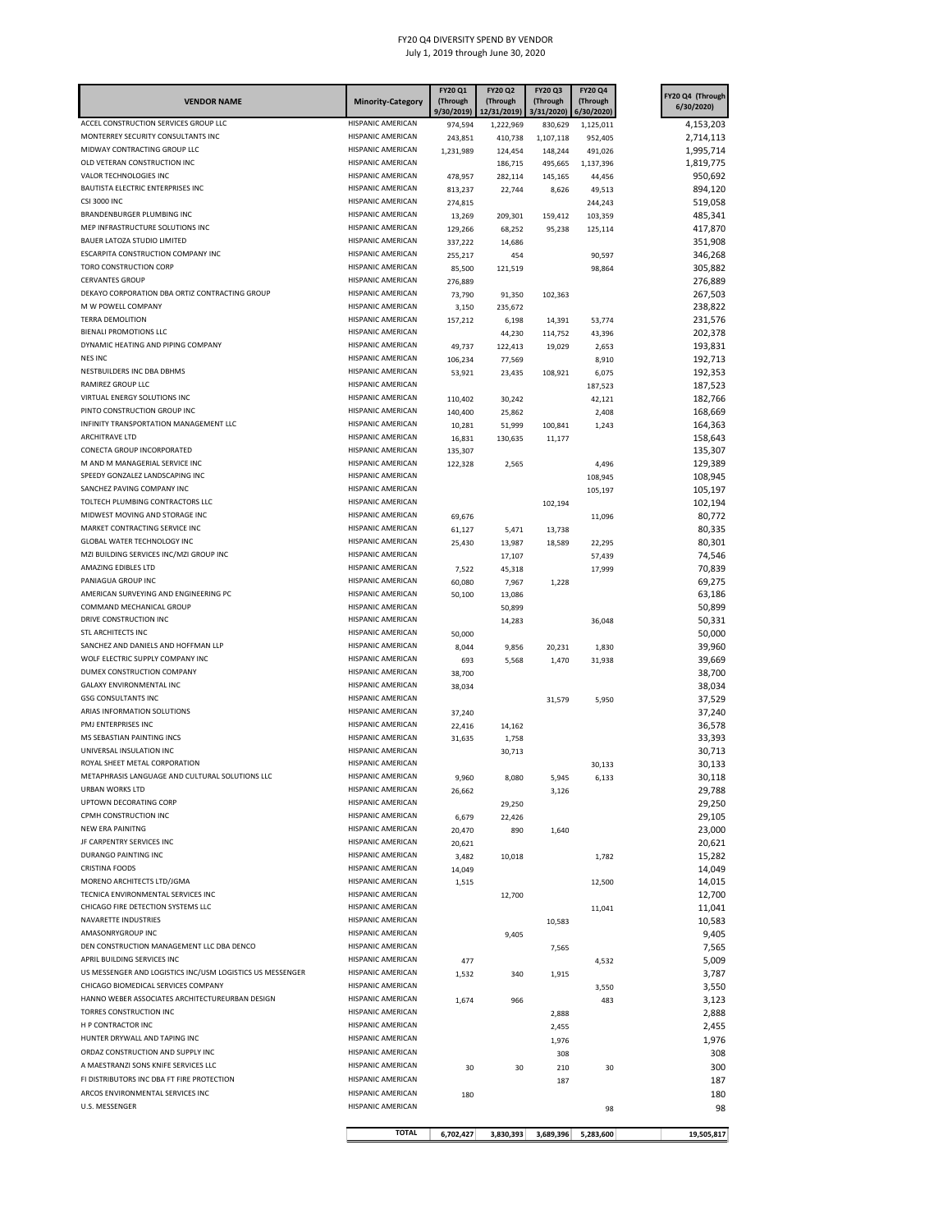FY20 Q4 DIVERSITY SPEND BY VENDOR

July 1, 2019 through June 30, 2020

| VENDOR NAME | Minority-Category | FY20 Q1 (Through 9/30/2019) | FY20 Q2 (Through 12/31/2019) | FY20 Q3 (Through 3/31/2020) | FY20 Q4 (Through 6/30/2020) | FY20 Q4 (Through 6/30/2020) |
|---|---|---|---|---|---|---|
| ACCEL CONSTRUCTION SERVICES GROUP LLC | HISPANIC AMERICAN | 974,594 | 1,222,969 | 830,629 | 1,125,011 | 4,153,203 |
| MONTERREY SECURITY CONSULTANTS INC | HISPANIC AMERICAN | 243,851 | 410,738 | 1,107,118 | 952,405 | 2,714,113 |
| MIDWAY CONTRACTING GROUP LLC | HISPANIC AMERICAN | 1,231,989 | 124,454 | 148,244 | 491,026 | 1,995,714 |
| OLD VETERAN CONSTRUCTION INC | HISPANIC AMERICAN | | 186,715 | 495,665 | 1,137,396 | 1,819,775 |
| VALOR TECHNOLOGIES INC | HISPANIC AMERICAN | 478,957 | 282,114 | 145,165 | 44,456 | 950,692 |
| BAUTISTA ELECTRIC ENTERPRISES INC | HISPANIC AMERICAN | 813,237 | 22,744 | 8,626 | 49,513 | 894,120 |
| CSI 3000 INC | HISPANIC AMERICAN | 274,815 | | | 244,243 | 519,058 |
| BRANDENBURGER PLUMBING INC | HISPANIC AMERICAN | 13,269 | 209,301 | 159,412 | 103,359 | 485,341 |
| MEP INFRASTRUCTURE SOLUTIONS INC | HISPANIC AMERICAN | 129,266 | 68,252 | 95,238 | 125,114 | 417,870 |
| BAUER LATOZA STUDIO LIMITED | HISPANIC AMERICAN | 337,222 | 14,686 | | | 351,908 |
| ESCARPITA CONSTRUCTION COMPANY INC | HISPANIC AMERICAN | 255,217 | 454 | | 90,597 | 346,268 |
| TORO CONSTRUCTION CORP | HISPANIC AMERICAN | 85,500 | 121,519 | | 98,864 | 305,882 |
| CERVANTES GROUP | HISPANIC AMERICAN | 276,889 | | | | 276,889 |
| DEKAYO CORPORATION DBA ORTIZ CONTRACTING GROUP | HISPANIC AMERICAN | 73,790 | 91,350 | 102,363 | | 267,503 |
| M W POWELL COMPANY | HISPANIC AMERICAN | 3,150 | 235,672 | | | 238,822 |
| TERRA DEMOLITION | HISPANIC AMERICAN | 157,212 | 6,198 | 14,391 | 53,774 | 231,576 |
| BIENALI PROMOTIONS LLC | HISPANIC AMERICAN | | 44,230 | 114,752 | 43,396 | 202,378 |
| DYNAMIC HEATING AND PIPING COMPANY | HISPANIC AMERICAN | 49,737 | 122,413 | 19,029 | 2,653 | 193,831 |
| NES INC | HISPANIC AMERICAN | 106,234 | 77,569 | | 8,910 | 192,713 |
| NESTBUILDERS INC DBA DBHMS | HISPANIC AMERICAN | 53,921 | 23,435 | 108,921 | 6,075 | 192,353 |
| RAMIREZ GROUP LLC | HISPANIC AMERICAN | | | | 187,523 | 187,523 |
| VIRTUAL ENERGY SOLUTIONS INC | HISPANIC AMERICAN | 110,402 | 30,242 | | 42,121 | 182,766 |
| PINTO CONSTRUCTION GROUP INC | HISPANIC AMERICAN | 140,400 | 25,862 | | 2,408 | 168,669 |
| INFINITY TRANSPORTATION MANAGEMENT LLC | HISPANIC AMERICAN | 10,281 | 51,999 | 100,841 | 1,243 | 164,363 |
| ARCHITRAVE LTD | HISPANIC AMERICAN | 16,831 | 130,635 | 11,177 | | 158,643 |
| CONECTA GROUP INCORPORATED | HISPANIC AMERICAN | 135,307 | | | | 135,307 |
| M AND M MANAGERIAL SERVICE INC | HISPANIC AMERICAN | 122,328 | 2,565 | | 4,496 | 129,389 |
| SPEEDY GONZALEZ LANDSCAPING INC | HISPANIC AMERICAN | | | | 108,945 | 108,945 |
| SANCHEZ PAVING COMPANY INC | HISPANIC AMERICAN | | | | 105,197 | 105,197 |
| TOLTECH PLUMBING CONTRACTORS LLC | HISPANIC AMERICAN | | | 102,194 | | 102,194 |
| MIDWEST MOVING AND STORAGE INC | HISPANIC AMERICAN | 69,676 | | | 11,096 | 80,772 |
| MARKET CONTRACTING SERVICE INC | HISPANIC AMERICAN | 61,127 | 5,471 | 13,738 | | 80,335 |
| GLOBAL WATER TECHNOLOGY INC | HISPANIC AMERICAN | 25,430 | 13,987 | 18,589 | 22,295 | 80,301 |
| MZI BUILDING SERVICES INC/MZI GROUP INC | HISPANIC AMERICAN | | 17,107 | | 57,439 | 74,546 |
| AMAZING EDIBLES LTD | HISPANIC AMERICAN | 7,522 | 45,318 | | 17,999 | 70,839 |
| PANIAGUA GROUP INC | HISPANIC AMERICAN | 60,080 | 7,967 | 1,228 | | 69,275 |
| AMERICAN SURVEYING AND ENGINEERING PC | HISPANIC AMERICAN | 50,100 | 13,086 | | | 63,186 |
| COMMAND MECHANICAL GROUP | HISPANIC AMERICAN | | 50,899 | | | 50,899 |
| DRIVE CONSTRUCTION INC | HISPANIC AMERICAN | | 14,283 | | 36,048 | 50,331 |
| STL ARCHITECTS INC | HISPANIC AMERICAN | 50,000 | | | | 50,000 |
| SANCHEZ AND DANIELS AND HOFFMAN LLP | HISPANIC AMERICAN | 8,044 | 9,856 | 20,231 | 1,830 | 39,960 |
| WOLF ELECTRIC SUPPLY COMPANY INC | HISPANIC AMERICAN | 693 | 5,568 | 1,470 | 31,938 | 39,669 |
| DUMEX CONSTRUCTION COMPANY | HISPANIC AMERICAN | 38,700 | | | | 38,700 |
| GALAXY ENVIRONMENTAL INC | HISPANIC AMERICAN | 38,034 | | | | 38,034 |
| GSG CONSULTANTS INC | HISPANIC AMERICAN | | | 31,579 | 5,950 | 37,529 |
| ARIAS INFORMATION SOLUTIONS | HISPANIC AMERICAN | 37,240 | | | | 37,240 |
| PMJ ENTERPRISES INC | HISPANIC AMERICAN | 22,416 | 14,162 | | | 36,578 |
| MS SEBASTIAN PAINTING INCS | HISPANIC AMERICAN | 31,635 | 1,758 | | | 33,393 |
| UNIVERSAL INSULATION INC | HISPANIC AMERICAN | | 30,713 | | | 30,713 |
| ROYAL SHEET METAL CORPORATION | HISPANIC AMERICAN | | | | 30,133 | 30,133 |
| METAPHRASIS LANGUAGE AND CULTURAL SOLUTIONS LLC | HISPANIC AMERICAN | 9,960 | 8,080 | 5,945 | 6,133 | 30,118 |
| URBAN WORKS LTD | HISPANIC AMERICAN | 26,662 | | 3,126 | | 29,788 |
| UPTOWN DECORATING CORP | HISPANIC AMERICAN | | 29,250 | | | 29,250 |
| CPMH CONSTRUCTION INC | HISPANIC AMERICAN | 6,679 | 22,426 | | | 29,105 |
| NEW ERA PAINITNG | HISPANIC AMERICAN | 20,470 | 890 | 1,640 | | 23,000 |
| JF CARPENTRY SERVICES INC | HISPANIC AMERICAN | 20,621 | | | | 20,621 |
| DURANGO PAINTING INC | HISPANIC AMERICAN | 3,482 | 10,018 | | 1,782 | 15,282 |
| CRISTINA FOODS | HISPANIC AMERICAN | 14,049 | | | | 14,049 |
| MORENO ARCHITECTS LTD/JGMA | HISPANIC AMERICAN | 1,515 | | | 12,500 | 14,015 |
| TECNICA ENVIRONMENTAL SERVICES INC | HISPANIC AMERICAN | | 12,700 | | | 12,700 |
| CHICAGO FIRE DETECTION SYSTEMS LLC | HISPANIC AMERICAN | | | | 11,041 | 11,041 |
| NAVARETTE INDUSTRIES | HISPANIC AMERICAN | | | 10,583 | | 10,583 |
| AMASONRYGROUP INC | HISPANIC AMERICAN | | 9,405 | | | 9,405 |
| DEN CONSTRUCTION MANAGEMENT LLC DBA DENCO | HISPANIC AMERICAN | | | 7,565 | | 7,565 |
| APRIL BUILDING SERVICES INC | HISPANIC AMERICAN | 477 | | | 4,532 | 5,009 |
| US MESSENGER AND LOGISTICS INC/USM LOGISTICS US MESSENGER | HISPANIC AMERICAN | 1,532 | 340 | 1,915 | | 3,787 |
| CHICAGO BIOMEDICAL SERVICES COMPANY | HISPANIC AMERICAN | | | | 3,550 | 3,550 |
| HANNO WEBER ASSOCIATES ARCHITECTUREURBAN DESIGN | HISPANIC AMERICAN | 1,674 | 966 | | 483 | 3,123 |
| TORRES CONSTRUCTION INC | HISPANIC AMERICAN | | | 2,888 | | 2,888 |
| H P CONTRACTOR INC | HISPANIC AMERICAN | | | 2,455 | | 2,455 |
| HUNTER DRYWALL AND TAPING INC | HISPANIC AMERICAN | | | 1,976 | | 1,976 |
| ORDAZ CONSTRUCTION AND SUPPLY INC | HISPANIC AMERICAN | | | 308 | | 308 |
| A MAESTRANZI SONS KNIFE SERVICES LLC | HISPANIC AMERICAN | 30 | 30 | 210 | 30 | 300 |
| FI DISTRIBUTORS INC DBA FT FIRE PROTECTION | HISPANIC AMERICAN | | | 187 | | 187 |
| ARCOS ENVIRONMENTAL SERVICES INC | HISPANIC AMERICAN | 180 | | | | 180 |
| U.S. MESSENGER | HISPANIC AMERICAN | | | | 98 | 98 |
| | **TOTAL** | **6,702,427** | **3,830,393** | **3,689,396** | **5,283,600** | **19,505,817** |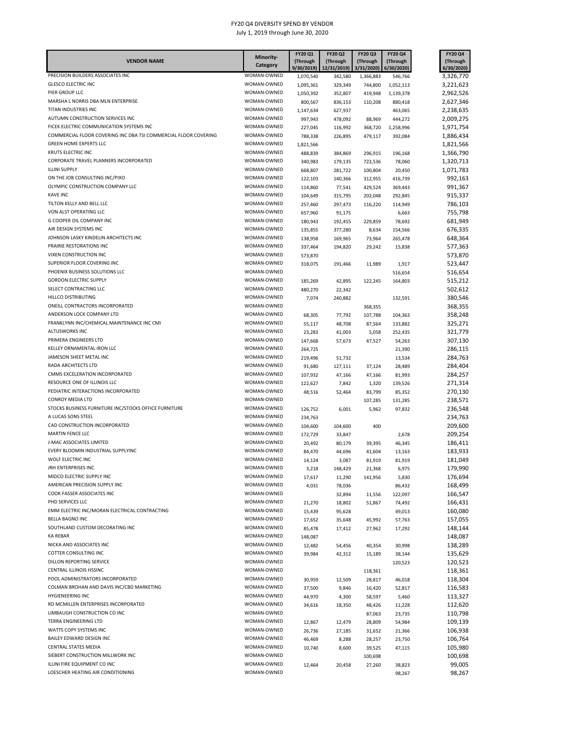# FY20 Q4 DIVERSITY SPEND BY VENDOR

July 1, 2019 through June 30, 2020

| VENDOR NAME | Minority-Category | FY20 Q1 (Through 9/30/2019) | FY20 Q2 (Through 12/31/2019) | FY20 Q3 (Through 3/31/2020) | FY20 Q4 (Through 6/30/2020) | FY20 Q4 (Through 6/30/2020) |
|---|---|---|---|---|---|---|
| PRECISION BUILDERS ASSOCIATES INC | WOMAN-OWNED | 1,070,540 | 342,580 | 1,366,883 | 546,766 | 3,326,770 |
| GLESCO ELECTRIC INC | WOMAN-OWNED | 1,095,361 | 329,349 | 744,800 | 1,052,113 | 3,221,623 |
| PIER GROUP LLC | WOMAN-OWNED | 1,050,392 | 352,807 | 419,948 | 1,139,378 | 2,962,526 |
| MARSHA L NORRIS DBA MLN ENTERPRISE | WOMAN-OWNED | 800,567 | 836,153 | 110,208 | 880,418 | 2,627,346 |
| TITAN INDUSTRIES INC | WOMAN-OWNED | 1,147,634 | 627,937 | | 463,065 | 2,238,635 |
| AUTUMN CONSTRUCTION SERVICES INC | WOMAN-OWNED | 997,943 | 478,092 | 88,969 | 444,272 | 2,009,275 |
| FICEK ELECTRIC COMMUNICATION SYSTEMS INC | WOMAN-OWNED | 227,045 | 116,992 | 368,720 | 1,258,996 | 1,971,754 |
| COMMERCIAL FLOOR COVERING INC DBA TSI COMMERCIAL FLOOR COVERING | WOMAN-OWNED | 788,338 | 226,895 | 479,117 | 392,084 | 1,886,434 |
| GREEN HOME EXPERTS LLC | WOMAN-OWNED | 1,821,566 | | | | 1,821,566 |
| KRUTS ELECTRIC INC | WOMAN-OWNED | 488,839 | 384,869 | 296,915 | 196,168 | 1,366,790 |
| CORPORATE TRAVEL PLANNERS INCORPORATED | WOMAN-OWNED | 340,983 | 179,135 | 722,536 | 78,060 | 1,320,713 |
| ILLINI SUPPLY | WOMAN-OWNED | 668,807 | 281,722 | 100,804 | 20,450 | 1,071,783 |
| ON THE JOB CONSULTING INC/PIXO | WOMAN-OWNED | 122,103 | 140,366 | 312,955 | 416,739 | 992,163 |
| OLYMPIC CONSTRUCTION COMPANY LLC | WOMAN-OWNED | 114,860 | 77,541 | 429,524 | 369,443 | 991,367 |
| KAVE INC | WOMAN-OWNED | 104,649 | 315,795 | 202,048 | 292,845 | 915,337 |
| TILTON KELLY AND BELL LLC | WOMAN-OWNED | 257,460 | 297,473 | 116,220 | 114,949 | 786,103 |
| VON ALST OPERATING LLC | WOMAN-OWNED | 657,960 | 91,175 | | 6,663 | 755,798 |
| G COOPER OIL COMPANY INC | WOMAN-OWNED | 180,943 | 192,455 | 229,859 | 78,692 | 681,949 |
| AIR DESIGN SYSTEMS INC | WOMAN-OWNED | 135,855 | 377,280 | 8,634 | 154,566 | 676,335 |
| JOHNSON LASKY KINDELIN ARCHITECTS INC | WOMAN-OWNED | 138,958 | 169,965 | 73,964 | 265,478 | 648,364 |
| PRAIRIE RESTORATIONS INC | WOMAN-OWNED | 337,464 | 194,820 | 29,242 | 15,838 | 577,363 |
| VIXEN CONSTRUCTION INC | WOMAN-OWNED | 573,870 | | | | 573,870 |
| SUPERIOR FLOOR COVERING INC | WOMAN-OWNED | 318,075 | 191,466 | 11,989 | 1,917 | 523,447 |
| PHOENIX BUSINESS SOLUTIONS LLC | WOMAN-OWNED | | | | 516,654 | 516,654 |
| GORDON ELECTRIC SUPPLY | WOMAN-OWNED | 185,269 | 42,895 | 122,245 | 164,803 | 515,212 |
| SELECT CONTRACTING LLC | WOMAN-OWNED | 480,270 | 22,342 | | | 502,612 |
| HILLCO DISTRIBUTING | WOMAN-OWNED | 7,074 | 240,882 | | 132,591 | 380,546 |
| ONEILL CONTRACTORS INCORPORATED | WOMAN-OWNED | | | 368,355 | | 368,355 |
| ANDERSON LOCK COMPANY LTD | WOMAN-OWNED | 68,305 | 77,792 | 107,788 | 104,363 | 358,248 |
| FRANKLYNN INC/CHEMICAL MAINTENANCE INC CMI | WOMAN-OWNED | 55,117 | 48,708 | 87,564 | 133,882 | 325,271 |
| ALTUSWORKS INC | WOMAN-OWNED | 23,283 | 41,003 | 5,058 | 252,435 | 321,779 |
| PRIMERA ENGINEERS LTD | WOMAN-OWNED | 147,668 | 57,673 | 47,527 | 54,263 | 307,130 |
| KELLEY ORNAMENTAL IRON LLC | WOMAN-OWNED | 264,725 | | | 21,390 | 286,115 |
| JAMESON SHEET METAL INC | WOMAN-OWNED | 219,496 | 51,732 | | 13,534 | 284,763 |
| RADA ARCHITECTS LTD | WOMAN-OWNED | 91,680 | 127,111 | 37,124 | 28,489 | 284,404 |
| CMMS EXCELERATION INCORPORATED | WOMAN-OWNED | 107,932 | 47,166 | 47,166 | 81,993 | 284,257 |
| RESOURCE ONE OF ILLINOIS LLC | WOMAN-OWNED | 122,627 | 7,842 | 1,320 | 139,526 | 271,314 |
| PEDIATRIC INTERACTIONS INCORPORATED | WOMAN-OWNED | 48,516 | 52,464 | 83,799 | 85,352 | 270,130 |
| CONROY MEDIA LTD | WOMAN-OWNED | | | 107,285 | 131,285 | 238,571 |
| STOCKS BUSINESS FURNITURE INC/STOCKS OFFICE FURNITURE | WOMAN-OWNED | 126,752 | 6,001 | 5,962 | 97,832 | 236,548 |
| A LUCAS SONS STEEL | WOMAN-OWNED | 234,763 | | | | 234,763 |
| CAD CONSTRUCTION INCORPORATED | WOMAN-OWNED | 104,600 | 104,600 | 400 | | 209,600 |
| MARTIN FENCE LLC | WOMAN-OWNED | 172,729 | 33,847 | | 2,678 | 209,254 |
| J-MAC ASSOCIATES LIMITED | WOMAN-OWNED | 20,492 | 80,179 | 39,395 | 46,345 | 186,411 |
| EVERY BLOOMIN INDUSTRIAL SUPPLYINC | WOMAN-OWNED | 84,470 | 44,696 | 41,604 | 13,163 | 183,933 |
| WOLF ELECTRIC INC | WOMAN-OWNED | 14,124 | 3,087 | 81,919 | 81,919 | 181,049 |
| JRH ENTERPRISES INC | WOMAN-OWNED | 3,218 | 148,429 | 21,368 | 6,975 | 179,990 |
| MIDCO ELECTRIC SUPPLY INC | WOMAN-OWNED | 17,617 | 11,290 | 141,956 | 5,830 | 176,694 |
| AMERICAN PRECISION SUPPLY INC | WOMAN-OWNED | 4,031 | 78,036 | | 86,432 | 168,499 |
| COOK FASSER ASSOCIATES INC | WOMAN-OWNED | | 32,894 | 11,556 | 122,097 | 166,547 |
| PHD SERVICES LLC | WOMAN-OWNED | 21,270 | 18,802 | 51,867 | 74,492 | 166,431 |
| EMM ELECTRIC INC/MORAN ELECTRICAL CONTRACTING | WOMAN-OWNED | 15,439 | 95,628 | | 49,013 | 160,080 |
| BELLA BAGNO INC | WOMAN-OWNED | 17,652 | 35,648 | 45,992 | 57,763 | 157,055 |
| SOUTHLAND CUSTOM DECORATING INC | WOMAN-OWNED | 85,478 | 17,412 | 27,962 | 17,292 | 148,144 |
| KA REBAR | WOMAN-OWNED | 148,087 | | | | 148,087 |
| NICKA AND ASSOCIATES INC | WOMAN-OWNED | 12,482 | 54,456 | 40,354 | 30,998 | 138,289 |
| COTTER CONSULTING INC | WOMAN-OWNED | 39,984 | 42,312 | 15,189 | 38,144 | 135,629 |
| DILLON REPORTING SERVICE | WOMAN-OWNED | | | | 120,523 | 120,523 |
| CENTRAL ILLINOIS HSSINC | WOMAN-OWNED | | | 118,361 | | 118,361 |
| POOL ADMINISTRATORS INCORPORATED | WOMAN-OWNED | 30,959 | 12,509 | 28,817 | 46,018 | 118,304 |
| COLMAN BROHAN AND DAVIS INC/CBD MARKETING | WOMAN-OWNED | 37,500 | 9,846 | 16,420 | 52,817 | 116,583 |
| HYGIENEERING INC | WOMAN-OWNED | 44,970 | 4,300 | 58,597 | 5,460 | 113,327 |
| RD MCMILLEN ENTERPRISES INCORPORATED | WOMAN-OWNED | 34,616 | 18,350 | 48,426 | 11,228 | 112,620 |
| LIMBAUGH CONSTRUCTION CO INC | WOMAN-OWNED | | | 87,063 | 23,735 | 110,798 |
| TERRA ENGINEERING LTD | WOMAN-OWNED | 12,867 | 12,479 | 28,809 | 54,984 | 109,139 |
| WATTS COPY SYSTEMS INC | WOMAN-OWNED | 26,736 | 27,185 | 31,652 | 21,366 | 106,938 |
| BAILEY EDWARD DESIGN INC | WOMAN-OWNED | 46,469 | 8,288 | 28,257 | 23,750 | 106,764 |
| CENTRAL STATES MEDIA | WOMAN-OWNED | 10,740 | 8,600 | 39,525 | 47,115 | 105,980 |
| SIEBERT CONSTRUCTION MILLWORK INC | WOMAN-OWNED | | | 100,698 | | 100,698 |
| ILLINI FIRE EQUIPMENT CO INC | WOMAN-OWNED | 12,464 | 20,458 | 27,260 | 38,823 | 99,005 |
| LOESCHER HEATING AIR CONDITIONING | WOMAN-OWNED | | | | 98,267 | 98,267 |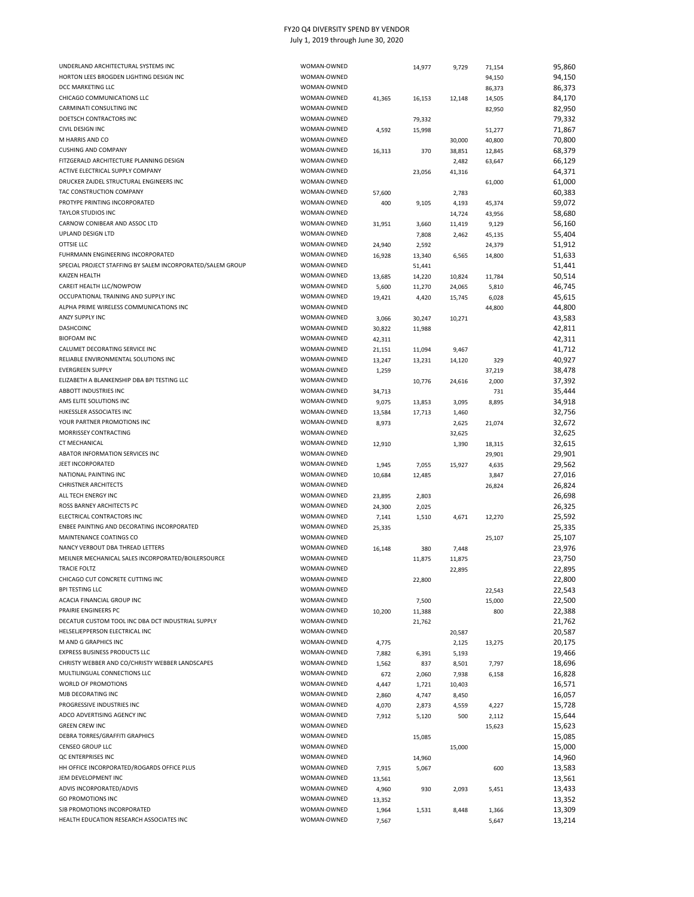# FY20 Q4 DIVERSITY SPEND BY VENDOR

July 1, 2019 through June 30, 2020

| | | | | | | |
|---|---|---|---|---|---|---|
| UNDERLAND ARCHITECTURAL SYSTEMS INC | WOMAN-OWNED | | 14,977 | 9,729 | 71,154 | 95,860 |
| HORTON LEES BROGDEN LIGHTING DESIGN INC | WOMAN-OWNED | | | | 94,150 | 94,150 |
| DCC MARKETING LLC | WOMAN-OWNED | | | | 86,373 | 86,373 |
| CHICAGO COMMUNICATIONS LLC | WOMAN-OWNED | 41,365 | 16,153 | 12,148 | 14,505 | 84,170 |
| CARMINATI CONSULTING INC | WOMAN-OWNED | | | | 82,950 | 82,950 |
| DOETSCH CONTRACTORS INC | WOMAN-OWNED | | 79,332 | | | 79,332 |
| CIVIL DESIGN INC | WOMAN-OWNED | 4,592 | 15,998 | | 51,277 | 71,867 |
| M HARRIS AND CO | WOMAN-OWNED | | | 30,000 | 40,800 | 70,800 |
| CUSHING AND COMPANY | WOMAN-OWNED | 16,313 | 370 | 38,851 | 12,845 | 68,379 |
| FITZGERALD ARCHITECTURE PLANNING DESIGN | WOMAN-OWNED | | | 2,482 | 63,647 | 66,129 |
| ACTIVE ELECTRICAL SUPPLY COMPANY | WOMAN-OWNED | | 23,056 | 41,316 | | 64,371 |
| DRUCKER ZAJDEL STRUCTURAL ENGINEERS INC | WOMAN-OWNED | | | | 61,000 | 61,000 |
| TAC CONSTRUCTION COMPANY | WOMAN-OWNED | 57,600 | | 2,783 | | 60,383 |
| PROTYPE PRINTING INCORPORATED | WOMAN-OWNED | 400 | 9,105 | 4,193 | 45,374 | 59,072 |
| TAYLOR STUDIOS INC | WOMAN-OWNED | | | 14,724 | 43,956 | 58,680 |
| CARNOW CONIBEAR AND ASSOC LTD | WOMAN-OWNED | 31,951 | 3,660 | 11,419 | 9,129 | 56,160 |
| UPLAND DESIGN LTD | WOMAN-OWNED | | 7,808 | 2,462 | 45,135 | 55,404 |
| OTTSIE LLC | WOMAN-OWNED | 24,940 | 2,592 | | 24,379 | 51,912 |
| FUHRMANN ENGINEERING INCORPORATED | WOMAN-OWNED | 16,928 | 13,340 | 6,565 | 14,800 | 51,633 |
| SPECIAL PROJECT STAFFING BY SALEM INCORPORATED/SALEM GROUP | WOMAN-OWNED | | 51,441 | | | 51,441 |
| KAIZEN HEALTH | WOMAN-OWNED | 13,685 | 14,220 | 10,824 | 11,784 | 50,514 |
| CAREIT HEALTH LLC/NOWPOW | WOMAN-OWNED | 5,600 | 11,270 | 24,065 | 5,810 | 46,745 |
| OCCUPATIONAL TRAINING AND SUPPLY INC | WOMAN-OWNED | 19,421 | 4,420 | 15,745 | 6,028 | 45,615 |
| ALPHA PRIME WIRELESS COMMUNICATIONS INC | WOMAN-OWNED | | | | 44,800 | 44,800 |
| ANZY SUPPLY INC | WOMAN-OWNED | 3,066 | 30,247 | 10,271 | | 43,583 |
| DASHCOINC | WOMAN-OWNED | 30,822 | 11,988 | | | 42,811 |
| BIOFOAM INC | WOMAN-OWNED | 42,311 | | | | 42,311 |
| CALUMET DECORATING SERVICE INC | WOMAN-OWNED | 21,151 | 11,094 | 9,467 | | 41,712 |
| RELIABLE ENVIRONMENTAL SOLUTIONS INC | WOMAN-OWNED | 13,247 | 13,231 | 14,120 | 329 | 40,927 |
| EVERGREEN SUPPLY | WOMAN-OWNED | 1,259 | | | 37,219 | 38,478 |
| ELIZABETH A BLANKENSHIP DBA BPI TESTING LLC | WOMAN-OWNED | | 10,776 | 24,616 | 2,000 | 37,392 |
| ABBOTT INDUSTRIES INC | WOMAN-OWNED | 34,713 | | | 731 | 35,444 |
| AMS ELITE SOLUTIONS INC | WOMAN-OWNED | 9,075 | 13,853 | 3,095 | 8,895 | 34,918 |
| HJKESSLER ASSOCIATES INC | WOMAN-OWNED | 13,584 | 17,713 | 1,460 | | 32,756 |
| YOUR PARTNER PROMOTIONS INC | WOMAN-OWNED | 8,973 | | 2,625 | 21,074 | 32,672 |
| MORRISSEY CONTRACTING | WOMAN-OWNED | | | 32,625 | | 32,625 |
| CT MECHANICAL | WOMAN-OWNED | 12,910 | | 1,390 | 18,315 | 32,615 |
| ABATOR INFORMATION SERVICES INC | WOMAN-OWNED | | | | 29,901 | 29,901 |
| JEET INCORPORATED | WOMAN-OWNED | 1,945 | 7,055 | 15,927 | 4,635 | 29,562 |
| NATIONAL PAINTING INC | WOMAN-OWNED | 10,684 | 12,485 | | 3,847 | 27,016 |
| CHRISTNER ARCHITECTS | WOMAN-OWNED | | | | 26,824 | 26,824 |
| ALL TECH ENERGY INC | WOMAN-OWNED | 23,895 | 2,803 | | | 26,698 |
| ROSS BARNEY ARCHITECTS PC | WOMAN-OWNED | 24,300 | 2,025 | | | 26,325 |
| ELECTRICAL CONTRACTORS INC | WOMAN-OWNED | 7,141 | 1,510 | 4,671 | 12,270 | 25,592 |
| ENBEE PAINTING AND DECORATING INCORPORATED | WOMAN-OWNED | 25,335 | | | | 25,335 |
| MAINTENANCE COATINGS CO | WOMAN-OWNED | | | | 25,107 | 25,107 |
| NANCY VERBOUT DBA THREAD LETTERS | WOMAN-OWNED | 16,148 | 380 | 7,448 | | 23,976 |
| MEILNER MECHANICAL SALES INCORPORATED/BOILERSOURCE | WOMAN-OWNED | | 11,875 | 11,875 | | 23,750 |
| TRACIE FOLTZ | WOMAN-OWNED | | | 22,895 | | 22,895 |
| CHICAGO CUT CONCRETE CUTTING INC | WOMAN-OWNED | | 22,800 | | | 22,800 |
| BPI TESTING LLC | WOMAN-OWNED | | | | 22,543 | 22,543 |
| ACACIA FINANCIAL GROUP INC | WOMAN-OWNED | | 7,500 | | 15,000 | 22,500 |
| PRAIRIE ENGINEERS PC | WOMAN-OWNED | 10,200 | 11,388 | | 800 | 22,388 |
| DECATUR CUSTOM TOOL INC DBA DCT INDUSTRIAL SUPPLY | WOMAN-OWNED | | 21,762 | | | 21,762 |
| HELSELJEPPERSON ELECTRICAL INC | WOMAN-OWNED | | | 20,587 | | 20,587 |
| M AND G GRAPHICS INC | WOMAN-OWNED | 4,775 | | 2,125 | 13,275 | 20,175 |
| EXPRESS BUSINESS PRODUCTS LLC | WOMAN-OWNED | 7,882 | 6,391 | 5,193 | | 19,466 |
| CHRISTY WEBBER AND CO/CHRISTY WEBBER LANDSCAPES | WOMAN-OWNED | 1,562 | 837 | 8,501 | 7,797 | 18,696 |
| MULTILINGUAL CONNECTIONS LLC | WOMAN-OWNED | 672 | 2,060 | 7,938 | 6,158 | 16,828 |
| WORLD OF PROMOTIONS | WOMAN-OWNED | 4,447 | 1,721 | 10,403 | | 16,571 |
| MJB DECORATING INC | WOMAN-OWNED | 2,860 | 4,747 | 8,450 | | 16,057 |
| PROGRESSIVE INDUSTRIES INC | WOMAN-OWNED | 4,070 | 2,873 | 4,559 | 4,227 | 15,728 |
| ADCO ADVERTISING AGENCY INC | WOMAN-OWNED | 7,912 | 5,120 | 500 | 2,112 | 15,644 |
| GREEN CREW INC | WOMAN-OWNED | | | | 15,623 | 15,623 |
| DEBRA TORRES/GRAFFITI GRAPHICS | WOMAN-OWNED | | 15,085 | | | 15,085 |
| CENSEO GROUP LLC | WOMAN-OWNED | | | 15,000 | | 15,000 |
| QC ENTERPRISES INC | WOMAN-OWNED | | 14,960 | | | 14,960 |
| HH OFFICE INCORPORATED/ROGARDS OFFICE PLUS | WOMAN-OWNED | 7,915 | 5,067 | | 600 | 13,583 |
| JEM DEVELOPMENT INC | WOMAN-OWNED | 13,561 | | | | 13,561 |
| ADVIS INCORPORATED/ADVIS | WOMAN-OWNED | 4,960 | 930 | 2,093 | 5,451 | 13,433 |
| GO PROMOTIONS INC | WOMAN-OWNED | 13,352 | | | | 13,352 |
| SJB PROMOTIONS INCORPORATED | WOMAN-OWNED | 1,964 | 1,531 | 8,448 | 1,366 | 13,309 |
| HEALTH EDUCATION RESEARCH ASSOCIATES INC | WOMAN-OWNED | 7,567 | | | 5,647 | 13,214 |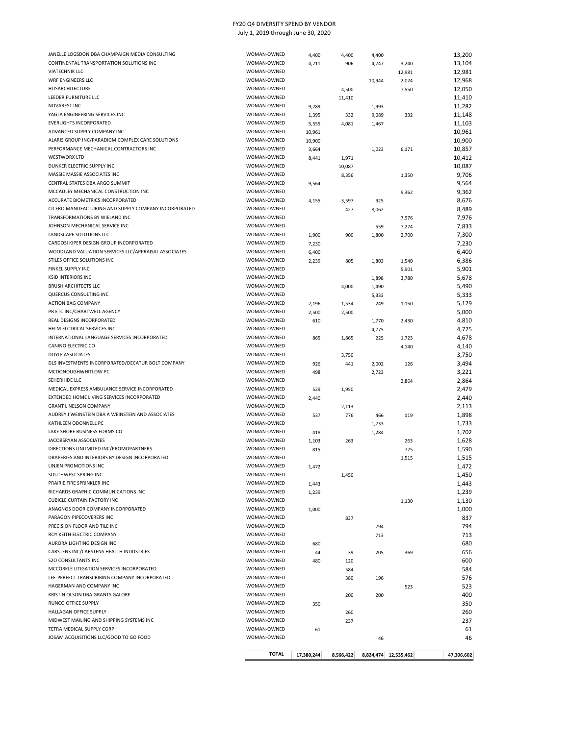FY20 Q4 DIVERSITY SPEND BY VENDOR

July 1, 2019 through June 30, 2020

| | | | | | | | |
|---|---|---|---|---|---|---|---|
| JANELLE LOGSDON DBA CHAMPAIGN MEDIA CONSULTING | WOMAN-OWNED | 4,400 | 4,400 | 4,400 | | | 13,200 |
| CONTINENTAL TRANSPORTATION SOLUTIONS INC | WOMAN-OWNED | 4,211 | 906 | 4,747 | 3,240 | | 13,104 |
| VIATECHNIK LLC | WOMAN-OWNED | | | | 12,981 | | 12,981 |
| WRF ENGINEERS LLC | WOMAN-OWNED | | | 10,944 | 2,024 | | 12,968 |
| HUSARCHITECTURE | WOMAN-OWNED | | 4,500 | | 7,550 | | 12,050 |
| LEEDER FURNITURE LLC | WOMAN-OWNED | | 11,410 | | | | 11,410 |
| NOVAREST INC | WOMAN-OWNED | 9,289 | | 1,993 | | | 11,282 |
| YAGLA ENGINEERING SERVICES INC | WOMAN-OWNED | 1,395 | 332 | 9,089 | 332 | | 11,148 |
| EVERLIGHTS INCORPORATED | WOMAN-OWNED | 5,555 | 4,081 | 1,467 | | | 11,103 |
| ADVANCED SUPPLY COMPANY INC | WOMAN-OWNED | 10,961 | | | | | 10,961 |
| ALARIS GROUP INC/PARADIGM COMPLEX CARE SOLUTIONS | WOMAN-OWNED | 10,900 | | | | | 10,900 |
| PERFORMANCE MECHANICAL CONTRACTORS INC | WOMAN-OWNED | 3,664 | | 1,023 | 6,171 | | 10,857 |
| WESTWORX LTD | WOMAN-OWNED | 8,441 | 1,971 | | | | 10,412 |
| DUNKER ELECTRIC SUPPLY INC | WOMAN-OWNED | | 10,087 | | | | 10,087 |
| MASSIE MASSIE ASSOCIATES INC | WOMAN-OWNED | | 8,356 | | 1,350 | | 9,706 |
| CENTRAL STATES DBA ARGO SUMMIT | WOMAN-OWNED | 9,564 | | | | | 9,564 |
| MCCAULEY MECHANICAL CONSTRUCTION INC | WOMAN-OWNED | | | | 9,362 | | 9,362 |
| ACCURATE BIOMETRICS INCORPORATED | WOMAN-OWNED | 4,155 | 3,597 | 925 | | | 8,676 |
| CICERO MANUFACTURING AND SUPPLY COMPANY INCORPORATED | WOMAN-OWNED | | 427 | 8,062 | | | 8,489 |
| TRANSFORMATIONS BY WIELAND INC | WOMAN-OWNED | | | | 7,976 | | 7,976 |
| JOHNSON MECHANICAL SERVICE INC | WOMAN-OWNED | | | 559 | 7,274 | | 7,833 |
| LANDSCAPE SOLUTIONS LLC | WOMAN-OWNED | 1,900 | 900 | 1,800 | 2,700 | | 7,300 |
| CARDOSI KIPER DESIGN GROUP INCORPORATED | WOMAN-OWNED | 7,230 | | | | | 7,230 |
| WOODLAND VALUATION SERVICES LLC/APPRAISAL ASSOCIATES | WOMAN-OWNED | 6,400 | | | | | 6,400 |
| STILES OFFICE SOLUTIONS INC | WOMAN-OWNED | 2,239 | 805 | 1,803 | 1,540 | | 6,386 |
| FINKEL SUPPLY INC | WOMAN-OWNED | | | | 5,901 | | 5,901 |
| KSID INTERIORS INC | WOMAN-OWNED | | | 1,898 | 3,780 | | 5,678 |
| BRUSH ARCHITECTS LLC | WOMAN-OWNED | | 4,000 | 1,490 | | | 5,490 |
| QUERCUS CONSULTING INC | WOMAN-OWNED | | | 5,333 | | | 5,333 |
| ACTION BAG COMPANY | WOMAN-OWNED | 2,196 | 1,534 | 249 | 1,150 | | 5,129 |
| PR ETC INC/CHARTWELL AGENCY | WOMAN-OWNED | 2,500 | 2,500 | | | | 5,000 |
| REAL DESIGNS INCORPORATED | WOMAN-OWNED | 610 | | 1,770 | 2,430 | | 4,810 |
| HELM ELCTRICAL SERVICES INC | WOMAN-OWNED | | | 4,775 | | | 4,775 |
| INTERNATIONAL LANGUAGE SERVICES INCORPORATED | WOMAN-OWNED | 865 | 1,865 | 225 | 1,723 | | 4,678 |
| CANINO ELECTRIC CO | WOMAN-OWNED | | | | 4,140 | | 4,140 |
| DOYLE ASSOCIATES | WOMAN-OWNED | | 3,750 | | | | 3,750 |
| DLS INVESTMENTS INCORPORATED/DECATUR BOLT COMPANY | WOMAN-OWNED | 926 | 441 | 2,002 | 126 | | 3,494 |
| MCDONOUGHWHITLOW PC | WOMAN-OWNED | 498 | | 2,723 | | | 3,221 |
| SEHERIHDE LLC | WOMAN-OWNED | | | | 2,864 | | 2,864 |
| MEDICAL EXPRESS AMBULANCE SERVICE INCORPORATED | WOMAN-OWNED | 529 | 1,950 | | | | 2,479 |
| EXTENDED HOME LIVING SERVICES INCORPORATED | WOMAN-OWNED | 2,440 | | | | | 2,440 |
| GRANT L NELSON COMPANY | WOMAN-OWNED | | 2,113 | | | | 2,113 |
| AUDREY J WEINSTEIN DBA A WEINSTEIN AND ASSOCIATES | WOMAN-OWNED | 537 | 776 | 466 | 119 | | 1,898 |
| KATHLEEN ODONNELL PC | WOMAN-OWNED | | | 1,733 | | | 1,733 |
| LAKE SHORE BUSINESS FORMS CO | WOMAN-OWNED | 418 | | 1,284 | | | 1,702 |
| JACOBSRYAN ASSOCIATES | WOMAN-OWNED | 1,103 | 263 | | 263 | | 1,628 |
| DIRECTIONS UNLIMITED INC/PROMOPARTNERS | WOMAN-OWNED | 815 | | | 775 | | 1,590 |
| DRAPERIES AND INTERIORS BY DESIGN INCORPORATED | WOMAN-OWNED | | | | 1,515 | | 1,515 |
| LINJEN PROMOTIONS INC | WOMAN-OWNED | 1,472 | | | | | 1,472 |
| SOUTHWEST SPRING INC | WOMAN-OWNED | | 1,450 | | | | 1,450 |
| PRAIRIE FIRE SPRINKLER INC | WOMAN-OWNED | 1,443 | | | | | 1,443 |
| RICHARDS GRAPHIC COMMUNICATIONS INC | WOMAN-OWNED | 1,239 | | | | | 1,239 |
| CUBICLE CURTAIN FACTORY INC | WOMAN-OWNED | | | | 1,130 | | 1,130 |
| ANAGNOS DOOR COMPANY INCORPORATED | WOMAN-OWNED | 1,000 | | | | | 1,000 |
| PARAGON PIPECOVERERS INC | WOMAN-OWNED | | 837 | | | | 837 |
| PRECISION FLOOR AND TILE INC | WOMAN-OWNED | | | 794 | | | 794 |
| ROY KEITH ELECTRIC COMPANY | WOMAN-OWNED | | | 713 | | | 713 |
| AURORA LIGHTING DESIGN INC | WOMAN-OWNED | 680 | | | | | 680 |
| CARSTENS INC/CARSTENS HEALTH INDUSTRIES | WOMAN-OWNED | 44 | 39 | 205 | 369 | | 656 |
| S2O CONSULTANTS INC | WOMAN-OWNED | 480 | 120 | | | | 600 |
| MCCORKLE LITIGATION SERVICES INCORPORATED | WOMAN-OWNED | | 584 | | | | 584 |
| LEE-PERFECT TRANSCRIBING COMPANY INCORPORATED | WOMAN-OWNED | | 380 | 196 | | | 576 |
| HAGERMAN AND COMPANY INC | WOMAN-OWNED | | | | 523 | | 523 |
| KRISTIN OLSON DBA GRANTS GALORE | WOMAN-OWNED | | 200 | 200 | | | 400 |
| RUNCO OFFICE SUPPLY | WOMAN-OWNED | 350 | | | | | 350 |
| HALLAGAN OFFICE SUPPLY | WOMAN-OWNED | | 260 | | | | 260 |
| MIDWEST MAILING AND SHIPPING SYSTEMS INC | WOMAN-OWNED | | 237 | | | | 237 |
| TETRA MEDICAL SUPPLY CORP | WOMAN-OWNED | 61 | | | | | 61 |
| JOSAM ACQUISITIONS LLC/GOOD TO GO FOOD | WOMAN-OWNED | | | 46 | | | 46 |
| | **TOTAL** | 17,380,244 | 8,566,422 | 8,824,474 | 12,535,462 | | 47,306,602 |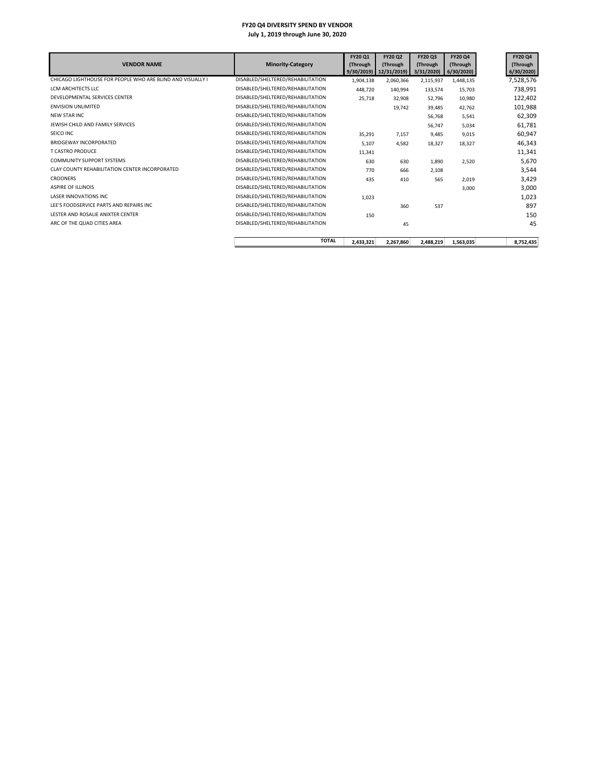# FY20 Q4 DIVERSITY SPEND BY VENDOR

**July 1, 2019 through June 30, 2020**

| VENDOR NAME | Minority-Category | FY20 Q1 (Through 9/30/2019) | FY20 Q2 (Through 12/31/2019) | FY20 Q3 (Through 3/31/2020) | FY20 Q4 (Through 6/30/2020) | FY20 Q4 (Through 6/30/2020) |
|---|---|---|---|---|---|---|
| CHICAGO LIGHTHOUSE FOR PEOPLE WHO ARE BLIND AND VISUALLY I | DISABLED/SHELTERED/REHABILITATION | 1,904,138 | 2,060,366 | 2,115,937 | 1,448,135 | 7,528,576 |
| LCM ARCHITECTS LLC | DISABLED/SHELTERED/REHABILITATION | 448,720 | 140,994 | 133,574 | 15,703 | 738,991 |
| DEVELOPMENTAL SERVICES CENTER | DISABLED/SHELTERED/REHABILITATION | 25,718 | 32,908 | 52,796 | 10,980 | 122,402 |
| ENVISION UNLIMITED | DISABLED/SHELTERED/REHABILITATION | | 19,742 | 39,485 | 42,762 | 101,988 |
| NEW STAR INC | DISABLED/SHELTERED/REHABILITATION | | | 56,768 | 5,541 | 62,309 |
| JEWISH CHILD AND FAMILY SERVICES | DISABLED/SHELTERED/REHABILITATION | | | 56,747 | 5,034 | 61,781 |
| SEICO INC | DISABLED/SHELTERED/REHABILITATION | 35,291 | 7,157 | 9,485 | 9,015 | 60,947 |
| BRIDGEWAY INCORPORATED | DISABLED/SHELTERED/REHABILITATION | 5,107 | 4,582 | 18,327 | 18,327 | 46,343 |
| T CASTRO PRODUCE | DISABLED/SHELTERED/REHABILITATION | 11,341 | | | | 11,341 |
| COMMUNITY SUPPORT SYSTEMS | DISABLED/SHELTERED/REHABILITATION | 630 | 630 | 1,890 | 2,520 | 5,670 |
| CLAY COUNTY REHABILITATION CENTER INCORPORATED | DISABLED/SHELTERED/REHABILITATION | 770 | 666 | 2,108 | | 3,544 |
| CROONERS | DISABLED/SHELTERED/REHABILITATION | 435 | 410 | 565 | 2,019 | 3,429 |
| ASPIRE OF ILLINOIS | DISABLED/SHELTERED/REHABILITATION | | | | 3,000 | 3,000 |
| LASER INNOVATIONS INC | DISABLED/SHELTERED/REHABILITATION | 1,023 | | | | 1,023 |
| LEE'S FOODSERVICE PARTS AND REPAIRS INC | DISABLED/SHELTERED/REHABILITATION | | 360 | 537 | | 897 |
| LESTER AND ROSALIE ANIXTER CENTER | DISABLED/SHELTERED/REHABILITATION | 150 | | | | 150 |
| ARC OF THE QUAD CITIES AREA | DISABLED/SHELTERED/REHABILITATION | | 45 | | | 45 |
| | **TOTAL** | **2,433,321** | **2,267,860** | **2,488,219** | **1,563,035** | **8,752,435** |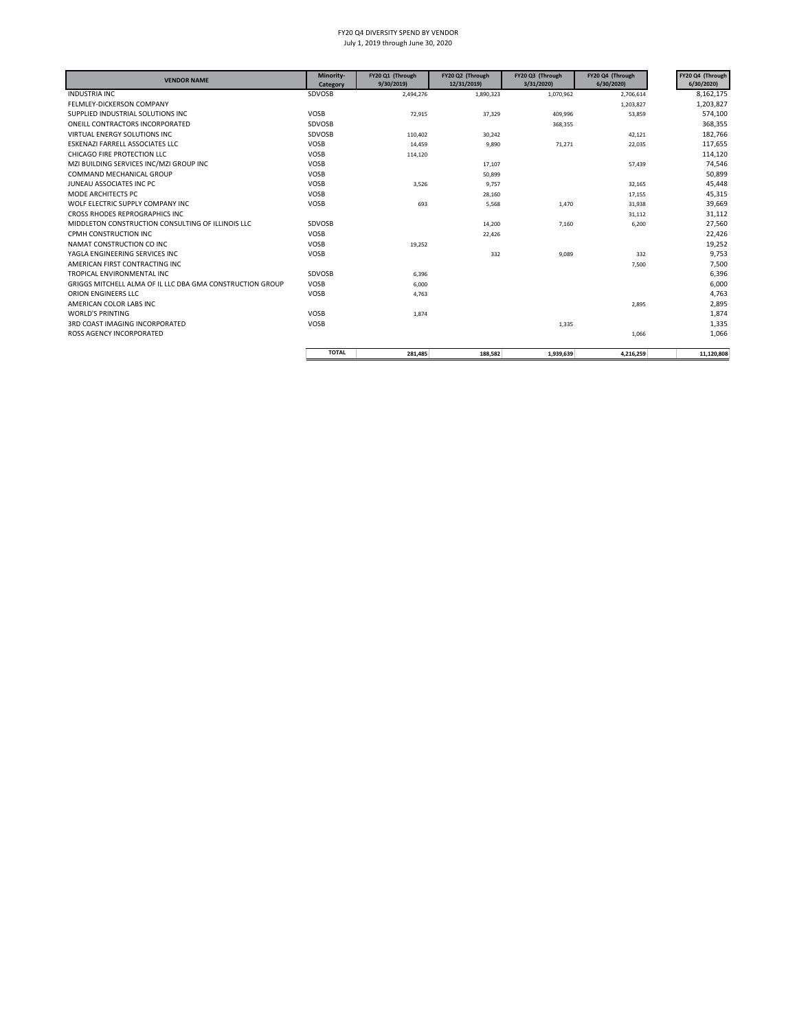FY20 Q4 DIVERSITY SPEND BY VENDOR
July 1, 2019 through June 30, 2020

| VENDOR NAME | Minority-Category | FY20 Q1 (Through 9/30/2019) | FY20 Q2 (Through 12/31/2019) | FY20 Q3 (Through 3/31/2020) | FY20 Q4 (Through 6/30/2020) | FY20 Q4 (Through 6/30/2020) |
|---|---|---|---|---|---|---|
| INDUSTRIA INC | SDVOSB | 2,494,276 | 1,890,323 | 1,070,962 | 2,706,614 | 8,162,175 |
| FELMLEY-DICKERSON COMPANY | | | | | 1,203,827 | 1,203,827 |
| SUPPLIED INDUSTRIAL SOLUTIONS INC | VOSB | 72,915 | 37,329 | 409,996 | 53,859 | 574,100 |
| ONEILL CONTRACTORS INCORPORATED | SDVOSB | | | 368,355 | | 368,355 |
| VIRTUAL ENERGY SOLUTIONS INC | SDVOSB | 110,402 | 30,242 | | 42,121 | 182,766 |
| ESKENAZI FARRELL ASSOCIATES LLC | VOSB | 14,459 | 9,890 | 71,271 | 22,035 | 117,655 |
| CHICAGO FIRE PROTECTION LLC | VOSB | 114,120 | | | | 114,120 |
| MZI BUILDING SERVICES INC/MZI GROUP INC | VOSB | | 17,107 | | 57,439 | 74,546 |
| COMMAND MECHANICAL GROUP | VOSB | | 50,899 | | | 50,899 |
| JUNEAU ASSOCIATES INC PC | VOSB | 3,526 | 9,757 | | 32,165 | 45,448 |
| MODE ARCHITECTS PC | VOSB | | 28,160 | | 17,155 | 45,315 |
| WOLF ELECTRIC SUPPLY COMPANY INC | VOSB | 693 | 5,568 | 1,470 | 31,938 | 39,669 |
| CROSS RHODES REPROGRAPHICS INC | | | | | 31,112 | 31,112 |
| MIDDLETON CONSTRUCTION CONSULTING OF ILLINOIS LLC | SDVOSB | | 14,200 | 7,160 | 6,200 | 27,560 |
| CPMH CONSTRUCTION INC | VOSB | | 22,426 | | | 22,426 |
| NAMAT CONSTRUCTION CO INC | VOSB | 19,252 | | | | 19,252 |
| YAGLA ENGINEERING SERVICES INC | VOSB | | 332 | 9,089 | 332 | 9,753 |
| AMERICAN FIRST CONTRACTING INC | | | | | 7,500 | 7,500 |
| TROPICAL ENVIRONMENTAL INC | SDVOSB | 6,396 | | | | 6,396 |
| GRIGGS MITCHELL ALMA OF IL LLC DBA GMA CONSTRUCTION GROUP | VOSB | 6,000 | | | | 6,000 |
| ORION ENGINEERS LLC | VOSB | 4,763 | | | | 4,763 |
| AMERICAN COLOR LABS INC | | | | | 2,895 | 2,895 |
| WORLD'S PRINTING | VOSB | 1,874 | | | | 1,874 |
| 3RD COAST IMAGING INCORPORATED | VOSB | | | 1,335 | | 1,335 |
| ROSS AGENCY INCORPORATED | | | | | 1,066 | 1,066 |
| | **TOTAL** | **281,485** | **188,582** | **1,939,639** | **4,216,259** | **11,120,808** |